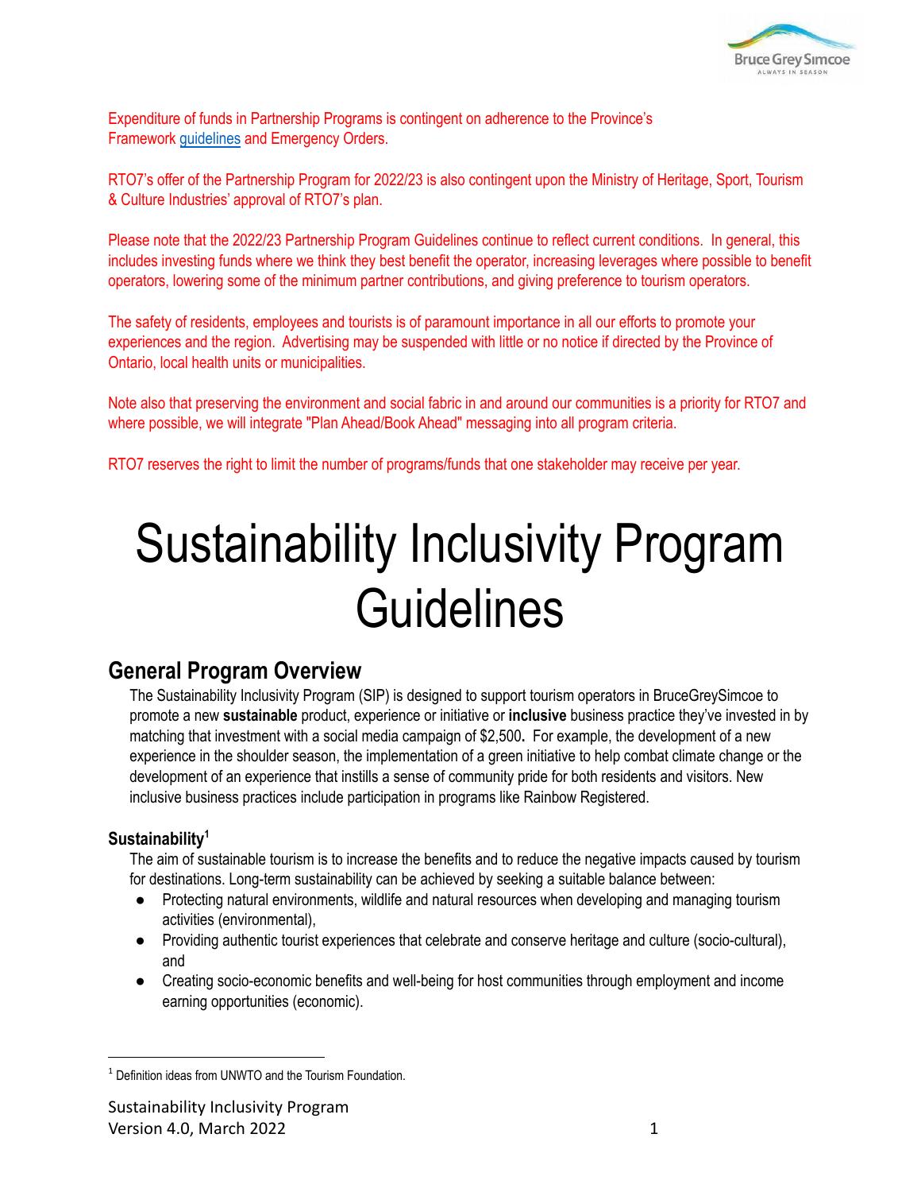Expenditure of funds in Partnership Programs is contingent on adherence to the Province's Framework guidelines and Emergency Orders.

RTO7's offer of the Partnership Program for 2022/23 is also contingent upon the Ministry of Heritage, Sport, Tourism & Culture Industries' approval of RTO7's plan.

Please note that the 2022/23 Partnership Program Guidelines continue to reflect current conditions. In general, this includes investing funds where we think they best benefit the operator, increasing leverages where possible to benefit operators, lowering some of the minimum partner contributions, and giving preference to tourism operators.

The safety of residents, employees and tourists is of paramount importance in all our efforts to promote your experiences and the region. Advertising may be suspended with little or no notice if directed by the Province of Ontario, local health units or municipalities.

Note also that preserving the environment and social fabric in and around our communities is a priority for RTO7 and where possible, we will integrate "Plan Ahead/Book Ahead" messaging into all program criteria.

RTO7 reserves the right to limit the number of programs/funds that one stakeholder may receive per year.

# Sustainability Inclusivity Program Guidelines

## General Program Overview

The Sustainability Inclusivity Program (SIP) is designed to support tourism operators in BruceGreySimcoe to promote a new **sustainable** product, experience or initiative or **inclusive** business practice they've invested in by matching that investment with a social media campaign of $2,500**.** For example, the development of a new experience in the shoulder season, the implementation of a green initiative to help combat climate change or the development of an experience that instills a sense of community pride for both residents and visitors. New inclusive business practices include participation in programs like Rainbow Registered.

### Sustainability[1]

The aim of sustainable tourism is to increase the benefits and to reduce the negative impacts caused by tourism for destinations. Long-term sustainability can be achieved by seeking a suitable balance between:

- Protecting natural environments, wildlife and natural resources when developing and managing tourism activities (environmental),
- Providing authentic tourist experiences that celebrate and conserve heritage and culture (socio-cultural), and
- Creating socio-economic benefits and well-being for host communities through employment and income earning opportunities (economic).

[1] Definition ideas from UNWTO and the Tourism Foundation.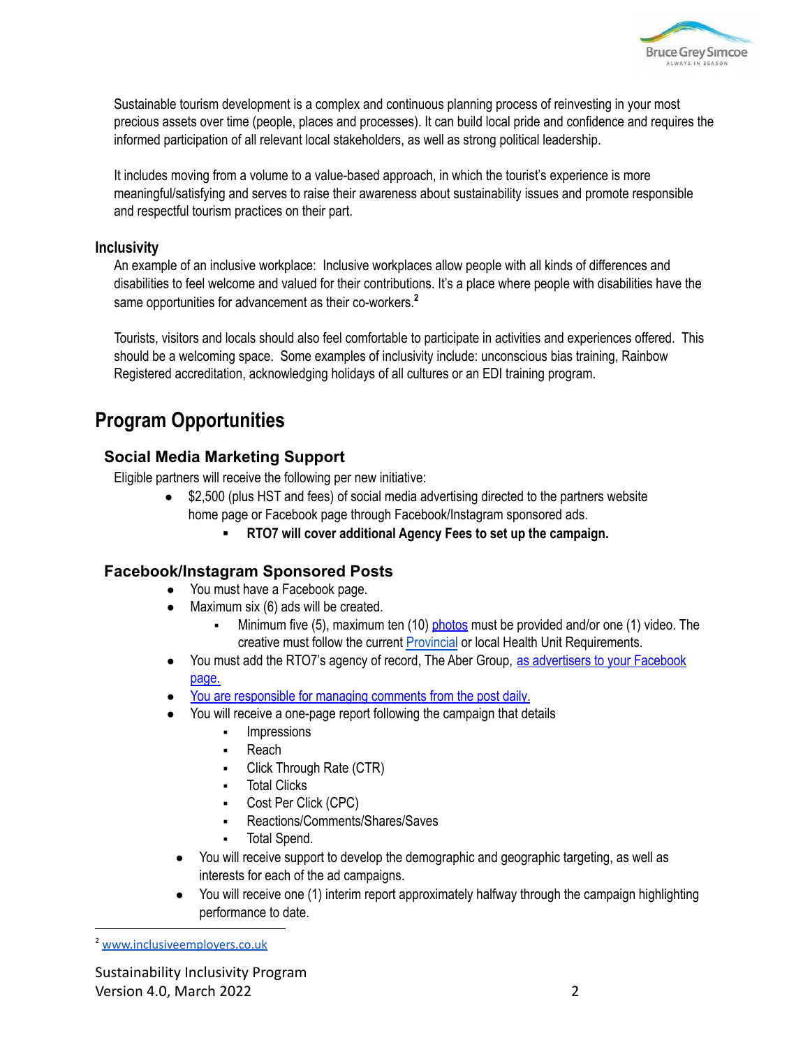Sustainable tourism development is a complex and continuous planning process of reinvesting in your most precious assets over time (people, places and processes). It can build local pride and confidence and requires the informed participation of all relevant local stakeholders, as well as strong political leadership.

It includes moving from a volume to a value-based approach, in which the tourist's experience is more meaningful/satisfying and serves to raise their awareness about sustainability issues and promote responsible and respectful tourism practices on their part.

### Inclusivity

An example of an inclusive workplace: Inclusive workplaces allow people with all kinds of differences and disabilities to feel welcome and valued for their contributions. It's a place where people with disabilities have the same opportunities for advancement as their co-workers.[2]

Tourists, visitors and locals should also feel comfortable to participate in activities and experiences offered. This should be a welcoming space. Some examples of inclusivity include: unconscious bias training, Rainbow Registered accreditation, acknowledging holidays of all cultures or an EDI training program.

## Program Opportunities

### Social Media Marketing Support

Eligible partners will receive the following per new initiative:

- $2,500 (plus HST and fees) of social media advertising directed to the partners website home page or Facebook page through Facebook/Instagram sponsored ads.
  - **RTO7 will cover additional Agency Fees to set up the campaign.**

### Facebook/Instagram Sponsored Posts

- You must have a Facebook page.
- Maximum six (6) ads will be created.
  - Minimum five (5), maximum ten (10) photos must be provided and/or one (1) video. The creative must follow the current Provincial or local Health Unit Requirements.
- You must add the RTO7's agency of record, The Aber Group, as advertisers to your Facebook page.
- You are responsible for managing comments from the post daily.
- You will receive a one-page report following the campaign that details
  - Impressions
  - Reach
  - Click Through Rate (CTR)
  - Total Clicks
  - Cost Per Click (CPC)
  - Reactions/Comments/Shares/Saves
  - Total Spend.
- You will receive support to develop the demographic and geographic targeting, as well as interests for each of the ad campaigns.
- You will receive one (1) interim report approximately halfway through the campaign highlighting performance to date.

[2] www.inclusiveemployers.co.uk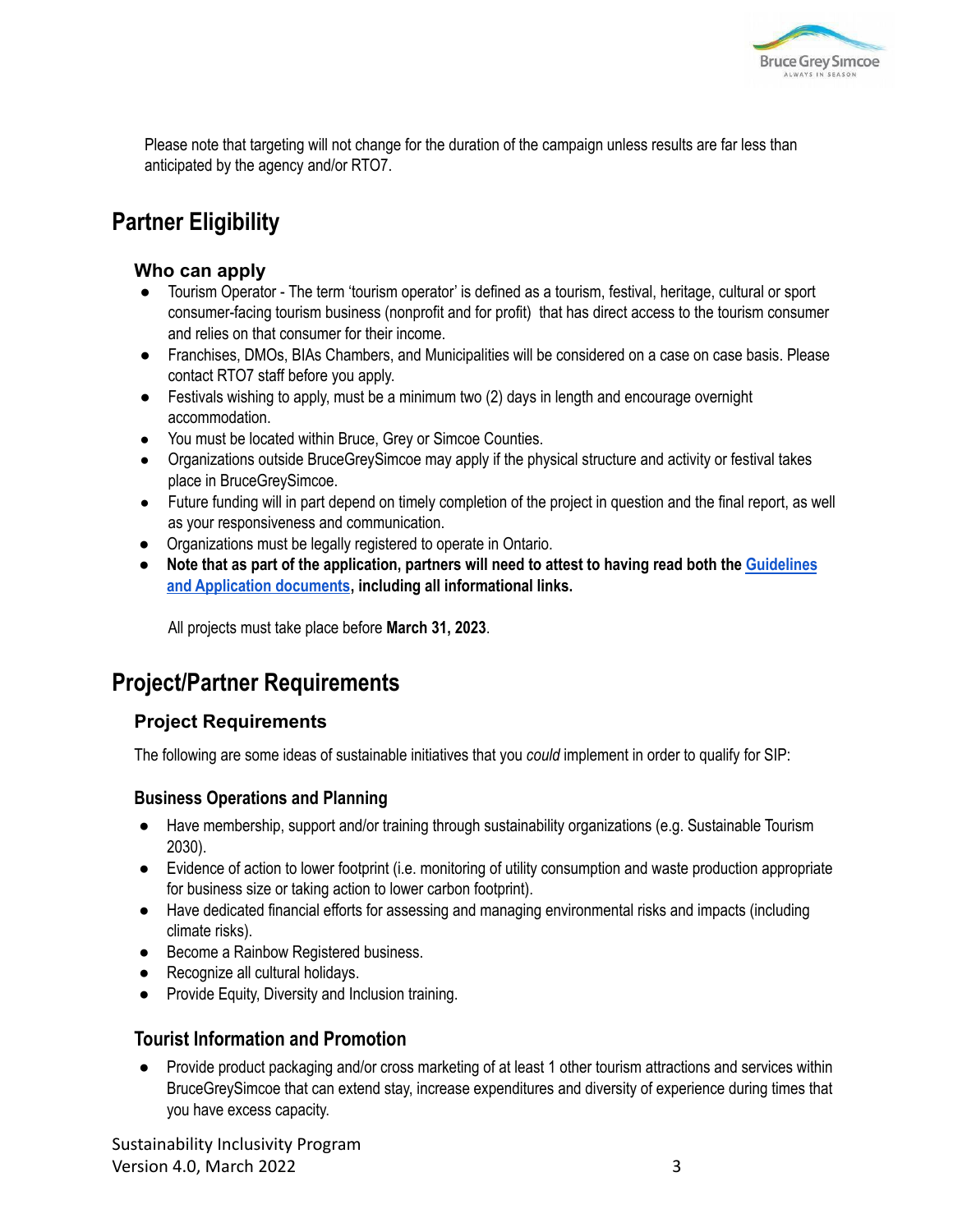Please note that targeting will not change for the duration of the campaign unless results are far less than anticipated by the agency and/or RTO7.

## Partner Eligibility

### Who can apply

- Tourism Operator - The term 'tourism operator' is defined as a tourism, festival, heritage, cultural or sport consumer-facing tourism business (nonprofit and for profit) that has direct access to the tourism consumer and relies on that consumer for their income.
- Franchises, DMOs, BIAs Chambers, and Municipalities will be considered on a case on case basis. Please contact RTO7 staff before you apply.
- Festivals wishing to apply, must be a minimum two (2) days in length and encourage overnight accommodation.
- You must be located within Bruce, Grey or Simcoe Counties.
- Organizations outside BruceGreySimcoe may apply if the physical structure and activity or festival takes place in BruceGreySimcoe.
- Future funding will in part depend on timely completion of the project in question and the final report, as well as your responsiveness and communication.
- Organizations must be legally registered to operate in Ontario.
- **Note that as part of the application, partners will need to attest to having read both the Guidelines and Application documents, including all informational links.**

All projects must take place before **March 31, 2023**.

## Project/Partner Requirements

### Project Requirements

The following are some ideas of sustainable initiatives that you *could* implement in order to qualify for SIP:

#### Business Operations and Planning

- Have membership, support and/or training through sustainability organizations (e.g. Sustainable Tourism 2030).
- Evidence of action to lower footprint (i.e. monitoring of utility consumption and waste production appropriate for business size or taking action to lower carbon footprint).
- Have dedicated financial efforts for assessing and managing environmental risks and impacts (including climate risks).
- Become a Rainbow Registered business.
- Recognize all cultural holidays.
- Provide Equity, Diversity and Inclusion training.

#### Tourist Information and Promotion

- Provide product packaging and/or cross marketing of at least 1 other tourism attractions and services within BruceGreySimcoe that can extend stay, increase expenditures and diversity of experience during times that you have excess capacity.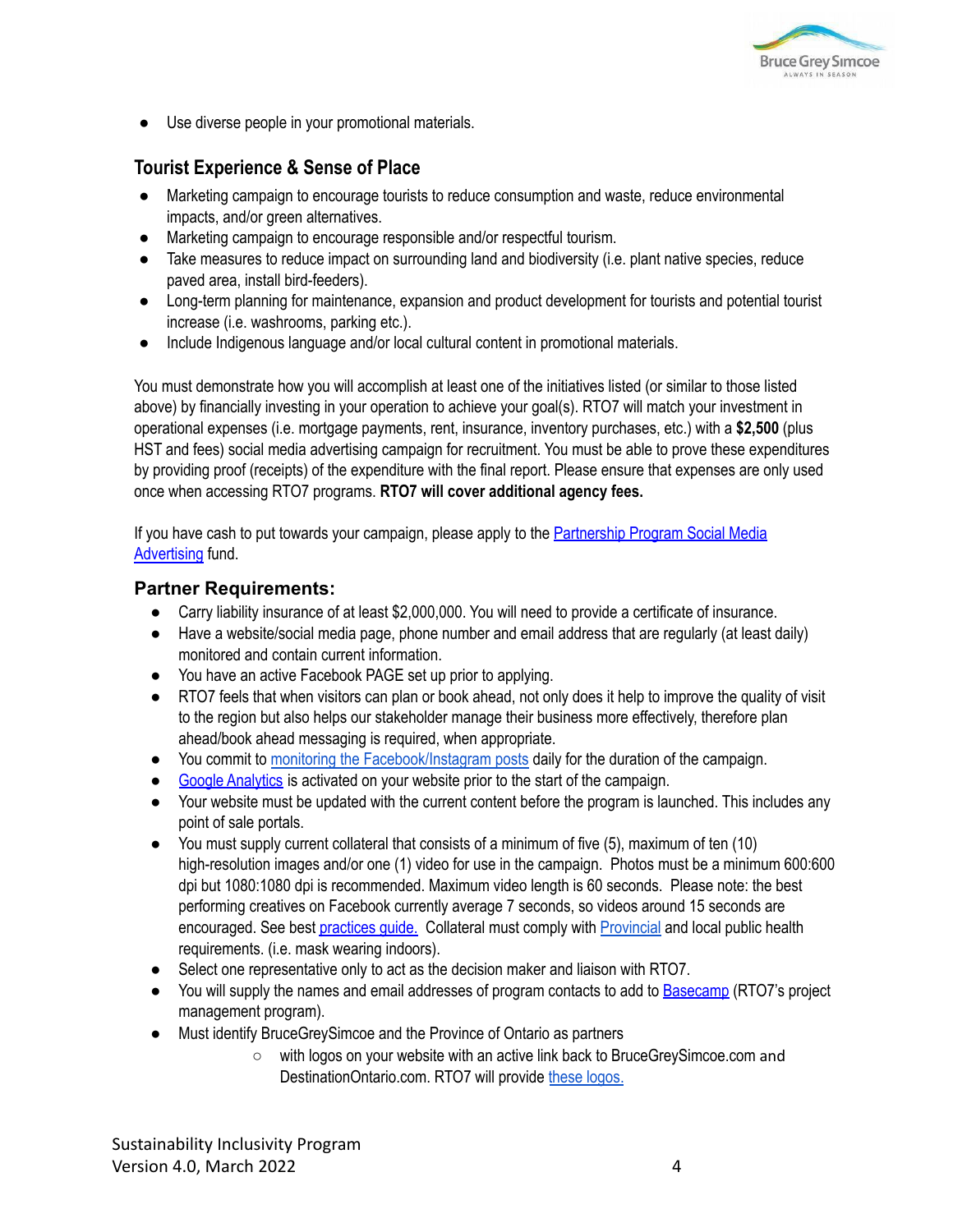- Use diverse people in your promotional materials.

### Tourist Experience & Sense of Place

- Marketing campaign to encourage tourists to reduce consumption and waste, reduce environmental impacts, and/or green alternatives.
- Marketing campaign to encourage responsible and/or respectful tourism.
- Take measures to reduce impact on surrounding land and biodiversity (i.e. plant native species, reduce paved area, install bird-feeders).
- Long-term planning for maintenance, expansion and product development for tourists and potential tourist increase (i.e. washrooms, parking etc.).
- Include Indigenous language and/or local cultural content in promotional materials.

You must demonstrate how you will accomplish at least one of the initiatives listed (or similar to those listed above) by financially investing in your operation to achieve your goal(s). RTO7 will match your investment in operational expenses (i.e. mortgage payments, rent, insurance, inventory purchases, etc.) with a **$2,500** (plus HST and fees) social media advertising campaign for recruitment. You must be able to prove these expenditures by providing proof (receipts) of the expenditure with the final report. Please ensure that expenses are only used once when accessing RTO7 programs. **RTO7 will cover additional agency fees.**

If you have cash to put towards your campaign, please apply to the Partnership Program Social Media Advertising fund.

## Partner Requirements:

- Carry liability insurance of at least $2,000,000. You will need to provide a certificate of insurance.
- Have a website/social media page, phone number and email address that are regularly (at least daily) monitored and contain current information.
- You have an active Facebook PAGE set up prior to applying.
- RTO7 feels that when visitors can plan or book ahead, not only does it help to improve the quality of visit to the region but also helps our stakeholder manage their business more effectively, therefore plan ahead/book ahead messaging is required, when appropriate.
- You commit to monitoring the Facebook/Instagram posts daily for the duration of the campaign.
- Google Analytics is activated on your website prior to the start of the campaign.
- Your website must be updated with the current content before the program is launched. This includes any point of sale portals.
- You must supply current collateral that consists of a minimum of five (5), maximum of ten (10) high-resolution images and/or one (1) video for use in the campaign. Photos must be a minimum 600:600 dpi but 1080:1080 dpi is recommended. Maximum video length is 60 seconds. Please note: the best performing creatives on Facebook currently average 7 seconds, so videos around 15 seconds are encouraged. See best practices guide. Collateral must comply with Provincial and local public health requirements. (i.e. mask wearing indoors).
- Select one representative only to act as the decision maker and liaison with RTO7.
- You will supply the names and email addresses of program contacts to add to Basecamp (RTO7's project management program).
- Must identify BruceGreySimcoe and the Province of Ontario as partners
  - with logos on your website with an active link back to BruceGreySimcoe.com and DestinationOntario.com. RTO7 will provide these logos.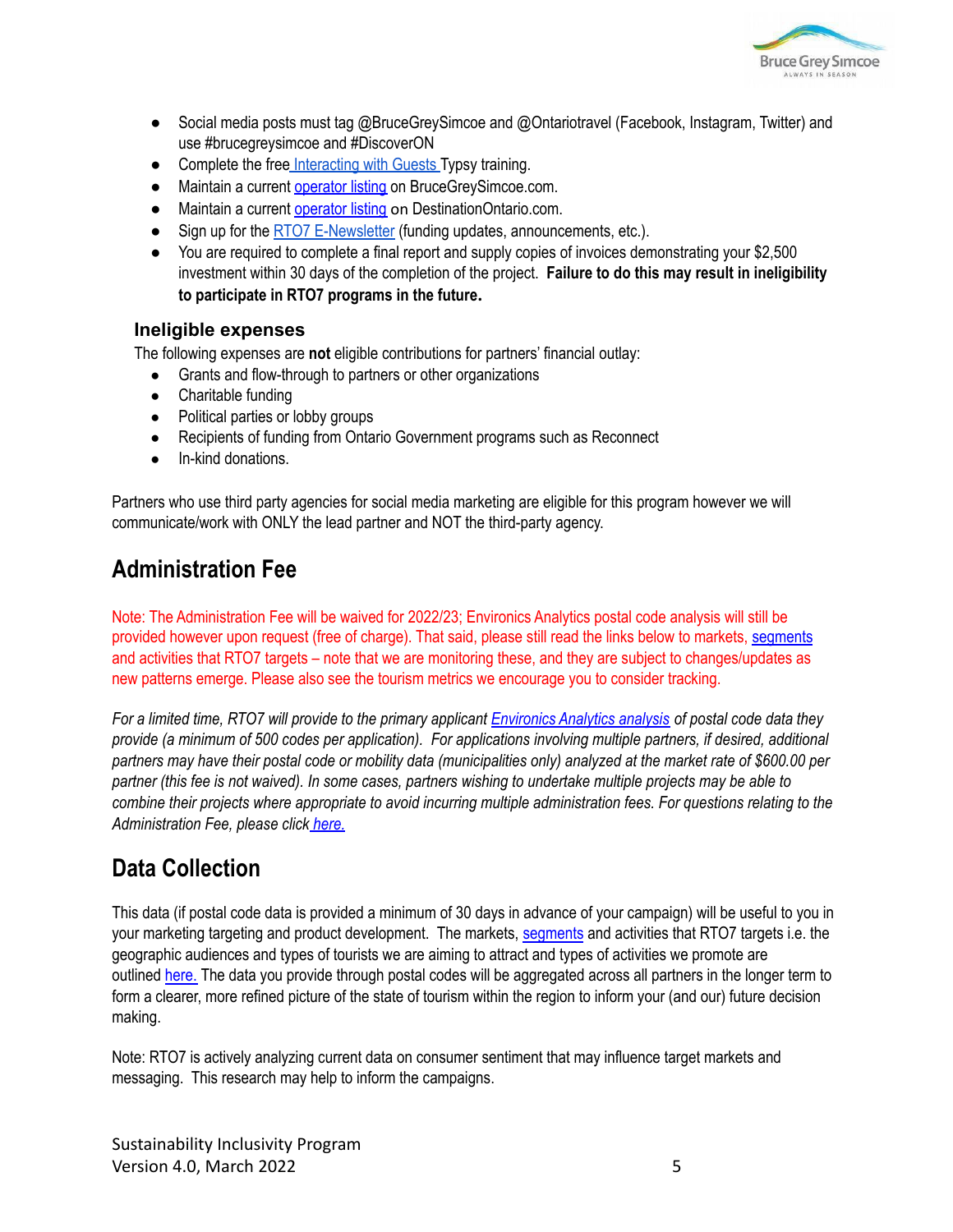- Social media posts must tag @BruceGreySimcoe and @Ontariotravel (Facebook, Instagram, Twitter) and use #brucegreysimcoe and #DiscoverON
- Complete the free Interacting with Guests Typsy training.
- Maintain a current operator listing on BruceGreySimcoe.com.
- Maintain a current operator listing on DestinationOntario.com.
- Sign up for the RTO7 E-Newsletter (funding updates, announcements, etc.).
- You are required to complete a final report and supply copies of invoices demonstrating your $2,500 investment within 30 days of the completion of the project. **Failure to do this may result in ineligibility to participate in RTO7 programs in the future.**

### Ineligible expenses

The following expenses are **not** eligible contributions for partners' financial outlay:

- Grants and flow-through to partners or other organizations
- Charitable funding
- Political parties or lobby groups
- Recipients of funding from Ontario Government programs such as Reconnect
- In-kind donations.

Partners who use third party agencies for social media marketing are eligible for this program however we will communicate/work with ONLY the lead partner and NOT the third-party agency.

## Administration Fee

Note: The Administration Fee will be waived for 2022/23; Environics Analytics postal code analysis will still be provided however upon request (free of charge). That said, please still read the links below to markets, segments and activities that RTO7 targets – note that we are monitoring these, and they are subject to changes/updates as new patterns emerge. Please also see the tourism metrics we encourage you to consider tracking.

*For a limited time, RTO7 will provide to the primary applicant Environics Analytics analysis of postal code data they provide (a minimum of 500 codes per application). For applications involving multiple partners, if desired, additional partners may have their postal code or mobility data (municipalities only) analyzed at the market rate of $600.00 per partner (this fee is not waived). In some cases, partners wishing to undertake multiple projects may be able to combine their projects where appropriate to avoid incurring multiple administration fees. For questions relating to the Administration Fee, please click here.*

## Data Collection

This data (if postal code data is provided a minimum of 30 days in advance of your campaign) will be useful to you in your marketing targeting and product development. The markets, segments and activities that RTO7 targets i.e. the geographic audiences and types of tourists we are aiming to attract and types of activities we promote are outlined here. The data you provide through postal codes will be aggregated across all partners in the longer term to form a clearer, more refined picture of the state of tourism within the region to inform your (and our) future decision making.

Note: RTO7 is actively analyzing current data on consumer sentiment that may influence target markets and messaging. This research may help to inform the campaigns.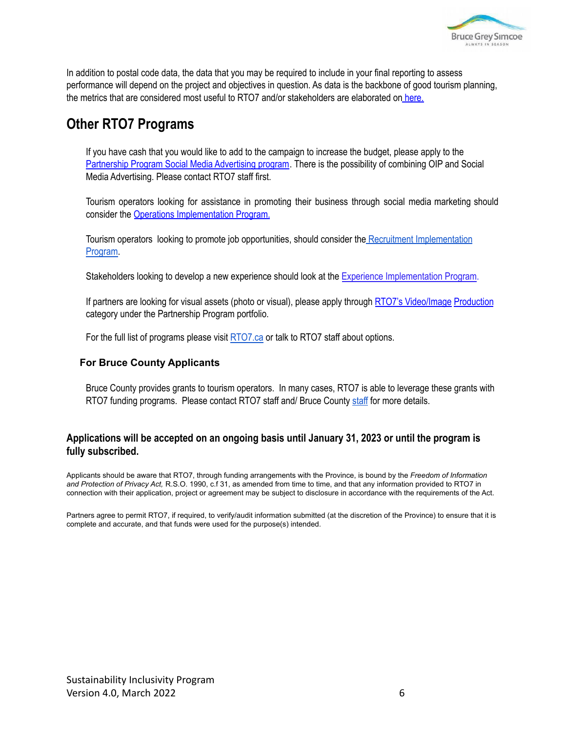In addition to postal code data, the data that you may be required to include in your final reporting to assess performance will depend on the project and objectives in question. As data is the backbone of good tourism planning, the metrics that are considered most useful to RTO7 and/or stakeholders are elaborated on here.

## Other RTO7 Programs

If you have cash that you would like to add to the campaign to increase the budget, please apply to the Partnership Program Social Media Advertising program. There is the possibility of combining OIP and Social Media Advertising. Please contact RTO7 staff first.

Tourism operators looking for assistance in promoting their business through social media marketing should consider the Operations Implementation Program.

Tourism operators looking to promote job opportunities, should consider the Recruitment Implementation Program.

Stakeholders looking to develop a new experience should look at the Experience Implementation Program.

If partners are looking for visual assets (photo or visual), please apply through RTO7's Video/Image Production category under the Partnership Program portfolio.

For the full list of programs please visit RTO7.ca or talk to RTO7 staff about options.

### For Bruce County Applicants

Bruce County provides grants to tourism operators. In many cases, RTO7 is able to leverage these grants with RTO7 funding programs. Please contact RTO7 staff and/ Bruce County staff for more details.

**Applications will be accepted on an ongoing basis until January 31, 2023 or until the program is fully subscribed.**

Applicants should be aware that RTO7, through funding arrangements with the Province, is bound by the *Freedom of Information and Protection of Privacy Act,* R.S.O. 1990, c.f 31, as amended from time to time, and that any information provided to RTO7 in connection with their application, project or agreement may be subject to disclosure in accordance with the requirements of the Act.

Partners agree to permit RTO7, if required, to verify/audit information submitted (at the discretion of the Province) to ensure that it is complete and accurate, and that funds were used for the purpose(s) intended.